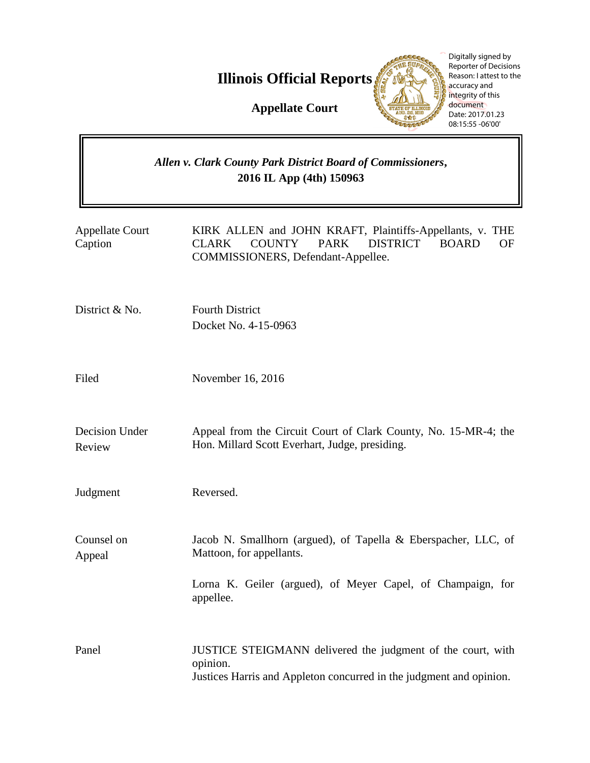# Illinois Official Reports

## Appellate Court

Digitally signed by Reporter of Decisions
Reason: I attest to the accuracy and integrity of this document
Date: 2017.01.23 08:15:55 -06'00'

---

***Allen v. Clark County Park District Board of Commissioners*, 2016 IL App (4th) 150963**

---

| | |
|---|---|
| Appellate Court Caption | KIRK ALLEN and JOHN KRAFT, Plaintiffs-Appellants, v. THE CLARK COUNTY PARK DISTRICT BOARD OF COMMISSIONERS, Defendant-Appellee. |
| District & No. | Fourth District<br>Docket No. 4-15-0963 |
| Filed | November 16, 2016 |
| Decision Under Review | Appeal from the Circuit Court of Clark County, No. 15-MR-4; the Hon. Millard Scott Everhart, Judge, presiding. |
| Judgment | Reversed. |
| Counsel on Appeal | Jacob N. Smallhorn (argued), of Tapella & Eberspacher, LLC, of Mattoon, for appellants.<br><br>Lorna K. Geiler (argued), of Meyer Capel, of Champaign, for appellee. |
| Panel | JUSTICE STEIGMANN delivered the judgment of the court, with opinion.<br>Justices Harris and Appleton concurred in the judgment and opinion. |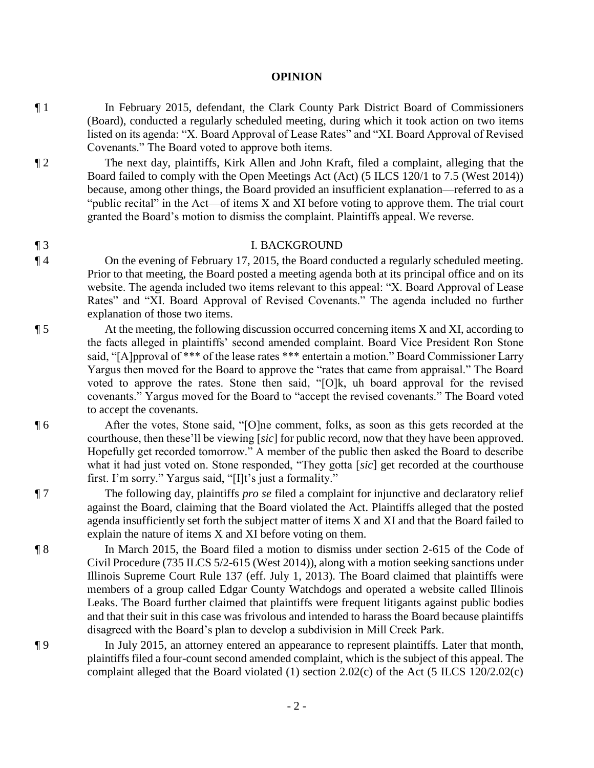# OPINION

¶ 1 In February 2015, defendant, the Clark County Park District Board of Commissioners (Board), conducted a regularly scheduled meeting, during which it took action on two items listed on its agenda: "X. Board Approval of Lease Rates" and "XI. Board Approval of Revised Covenants." The Board voted to approve both items.

¶ 2 The next day, plaintiffs, Kirk Allen and John Kraft, filed a complaint, alleging that the Board failed to comply with the Open Meetings Act (Act) (5 ILCS 120/1 to 7.5 (West 2014)) because, among other things, the Board provided an insufficient explanation—referred to as a "public recital" in the Act—of items X and XI before voting to approve them. The trial court granted the Board's motion to dismiss the complaint. Plaintiffs appeal. We reverse.

## ¶ 3 I. BACKGROUND

¶ 4 On the evening of February 17, 2015, the Board conducted a regularly scheduled meeting. Prior to that meeting, the Board posted a meeting agenda both at its principal office and on its website. The agenda included two items relevant to this appeal: "X. Board Approval of Lease Rates" and "XI. Board Approval of Revised Covenants." The agenda included no further explanation of those two items.

¶ 5 At the meeting, the following discussion occurred concerning items X and XI, according to the facts alleged in plaintiffs' second amended complaint. Board Vice President Ron Stone said, "[A]pproval of *** of the lease rates *** entertain a motion." Board Commissioner Larry Yargus then moved for the Board to approve the "rates that came from appraisal." The Board voted to approve the rates. Stone then said, "[O]k, uh board approval for the revised covenants." Yargus moved for the Board to "accept the revised covenants." The Board voted to accept the covenants.

¶ 6 After the votes, Stone said, "[O]ne comment, folks, as soon as this gets recorded at the courthouse, then these'll be viewing [*sic*] for public record, now that they have been approved. Hopefully get recorded tomorrow." A member of the public then asked the Board to describe what it had just voted on. Stone responded, "They gotta [*sic*] get recorded at the courthouse first. I'm sorry." Yargus said, "[I]t's just a formality."

¶ 7 The following day, plaintiffs *pro se* filed a complaint for injunctive and declaratory relief against the Board, claiming that the Board violated the Act. Plaintiffs alleged that the posted agenda insufficiently set forth the subject matter of items X and XI and that the Board failed to explain the nature of items X and XI before voting on them.

¶ 8 In March 2015, the Board filed a motion to dismiss under section 2-615 of the Code of Civil Procedure (735 ILCS 5/2-615 (West 2014)), along with a motion seeking sanctions under Illinois Supreme Court Rule 137 (eff. July 1, 2013). The Board claimed that plaintiffs were members of a group called Edgar County Watchdogs and operated a website called Illinois Leaks. The Board further claimed that plaintiffs were frequent litigants against public bodies and that their suit in this case was frivolous and intended to harass the Board because plaintiffs disagreed with the Board's plan to develop a subdivision in Mill Creek Park.

¶ 9 In July 2015, an attorney entered an appearance to represent plaintiffs. Later that month, plaintiffs filed a four-count second amended complaint, which is the subject of this appeal. The complaint alleged that the Board violated (1) section 2.02(c) of the Act (5 ILCS 120/2.02(c)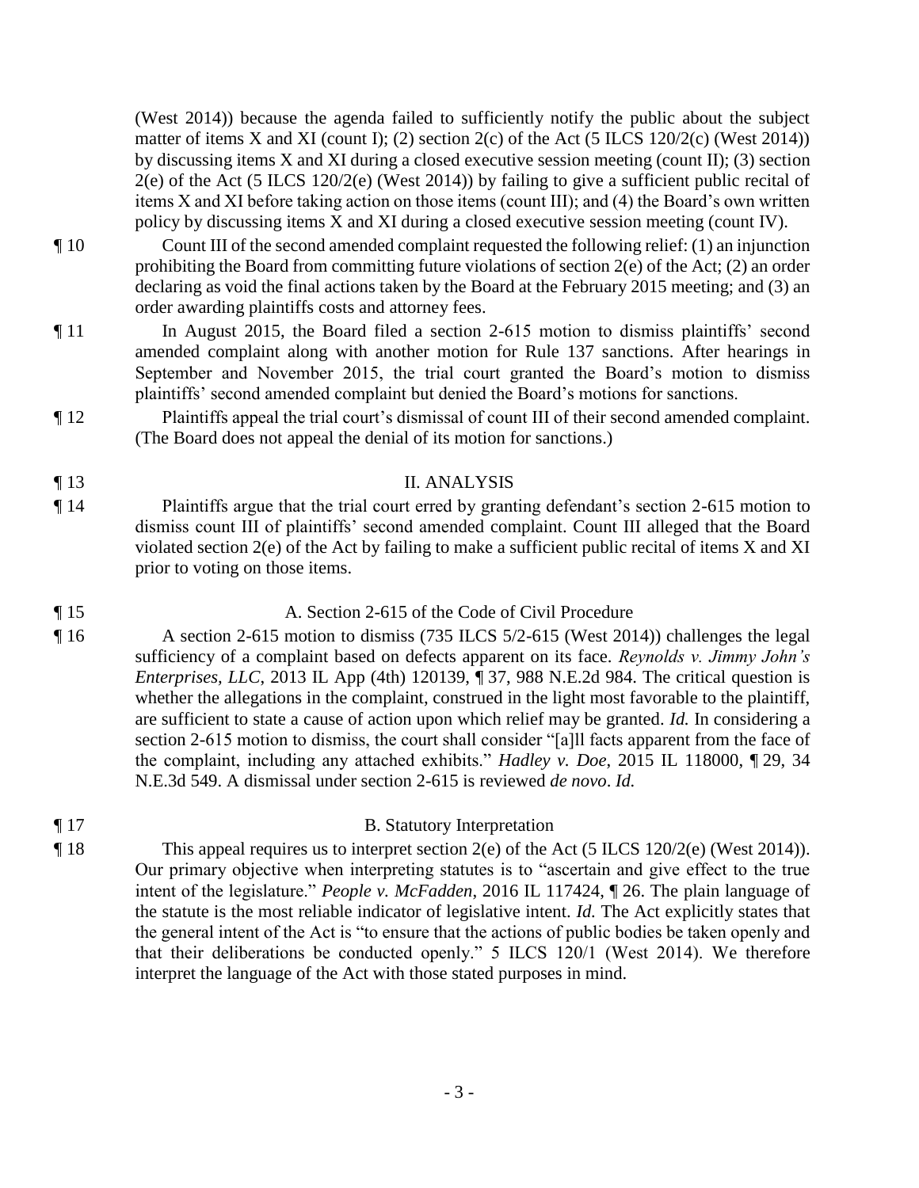(West 2014)) because the agenda failed to sufficiently notify the public about the subject matter of items X and XI (count I); (2) section 2(c) of the Act (5 ILCS 120/2(c) (West 2014)) by discussing items X and XI during a closed executive session meeting (count II); (3) section 2(e) of the Act (5 ILCS 120/2(e) (West 2014)) by failing to give a sufficient public recital of items X and XI before taking action on those items (count III); and (4) the Board's own written policy by discussing items X and XI during a closed executive session meeting (count IV).

¶ 10 Count III of the second amended complaint requested the following relief: (1) an injunction prohibiting the Board from committing future violations of section 2(e) of the Act; (2) an order declaring as void the final actions taken by the Board at the February 2015 meeting; and (3) an order awarding plaintiffs costs and attorney fees.

¶ 11 In August 2015, the Board filed a section 2-615 motion to dismiss plaintiffs' second amended complaint along with another motion for Rule 137 sanctions. After hearings in September and November 2015, the trial court granted the Board's motion to dismiss plaintiffs' second amended complaint but denied the Board's motions for sanctions.

¶ 12 Plaintiffs appeal the trial court's dismissal of count III of their second amended complaint. (The Board does not appeal the denial of its motion for sanctions.)

## ¶ 13 II. ANALYSIS

¶ 14 Plaintiffs argue that the trial court erred by granting defendant's section 2-615 motion to dismiss count III of plaintiffs' second amended complaint. Count III alleged that the Board violated section 2(e) of the Act by failing to make a sufficient public recital of items X and XI prior to voting on those items.

### ¶ 15 A. Section 2-615 of the Code of Civil Procedure

¶ 16 A section 2-615 motion to dismiss (735 ILCS 5/2-615 (West 2014)) challenges the legal sufficiency of a complaint based on defects apparent on its face. *Reynolds v. Jimmy John's Enterprises, LLC*, 2013 IL App (4th) 120139, ¶ 37, 988 N.E.2d 984. The critical question is whether the allegations in the complaint, construed in the light most favorable to the plaintiff, are sufficient to state a cause of action upon which relief may be granted. *Id.* In considering a section 2-615 motion to dismiss, the court shall consider "[a]ll facts apparent from the face of the complaint, including any attached exhibits." *Hadley v. Doe*, 2015 IL 118000, ¶ 29, 34 N.E.3d 549. A dismissal under section 2-615 is reviewed *de novo*. *Id.*

### ¶ 17 B. Statutory Interpretation

¶ 18 This appeal requires us to interpret section 2(e) of the Act (5 ILCS 120/2(e) (West 2014)). Our primary objective when interpreting statutes is to "ascertain and give effect to the true intent of the legislature." *People v. McFadden*, 2016 IL 117424, ¶ 26. The plain language of the statute is the most reliable indicator of legislative intent. *Id.* The Act explicitly states that the general intent of the Act is "to ensure that the actions of public bodies be taken openly and that their deliberations be conducted openly." 5 ILCS 120/1 (West 2014). We therefore interpret the language of the Act with those stated purposes in mind.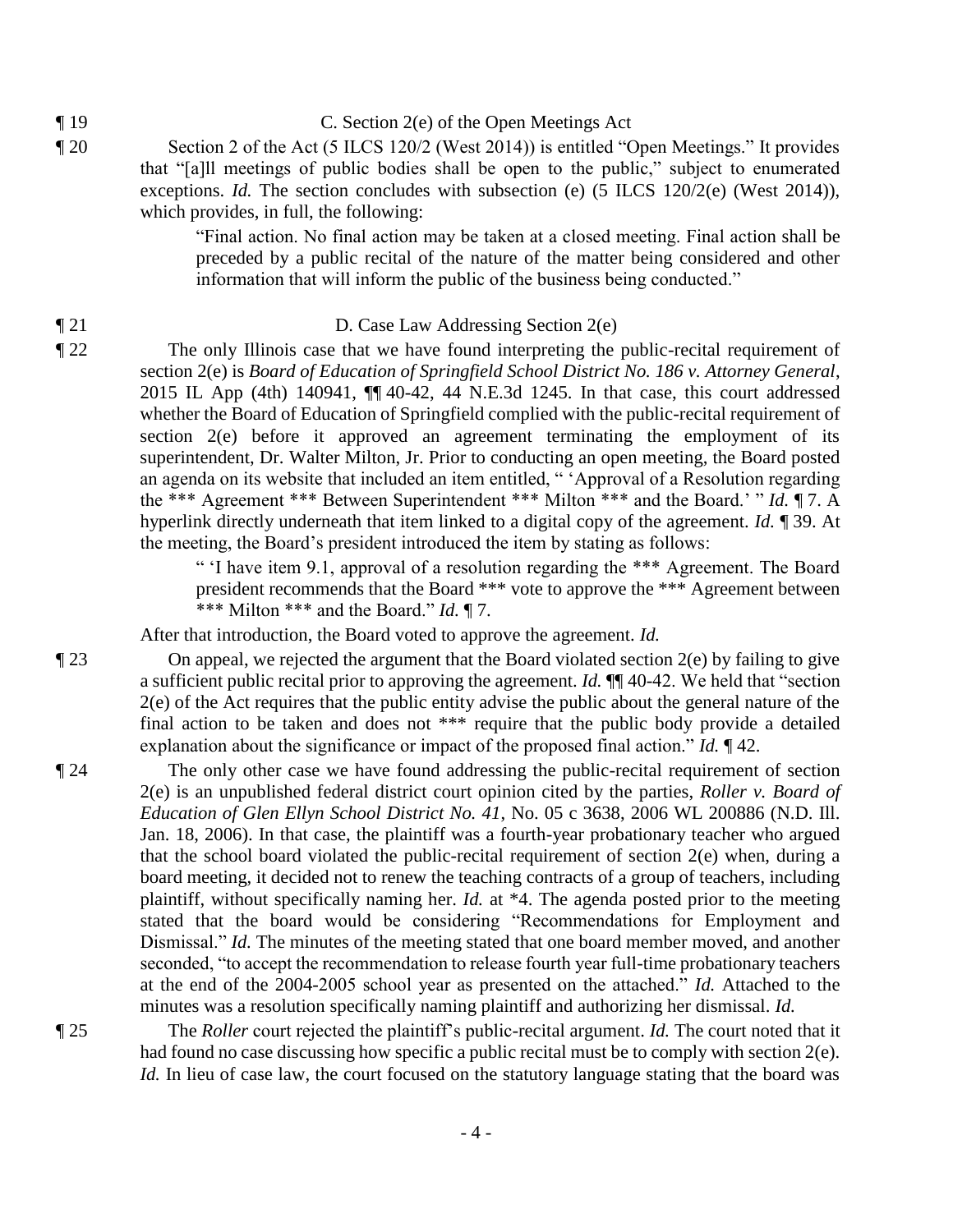¶ 19 C. Section 2(e) of the Open Meetings Act

¶ 20 Section 2 of the Act (5 ILCS 120/2 (West 2014)) is entitled "Open Meetings." It provides that "[a]ll meetings of public bodies shall be open to the public," subject to enumerated exceptions. *Id.* The section concludes with subsection (e) (5 ILCS 120/2(e) (West 2014)), which provides, in full, the following:

> "Final action. No final action may be taken at a closed meeting. Final action shall be preceded by a public recital of the nature of the matter being considered and other information that will inform the public of the business being conducted."

¶ 21 D. Case Law Addressing Section 2(e)

¶ 22 The only Illinois case that we have found interpreting the public-recital requirement of section 2(e) is *Board of Education of Springfield School District No. 186 v. Attorney General*, 2015 IL App (4th) 140941, ¶¶ 40-42, 44 N.E.3d 1245. In that case, this court addressed whether the Board of Education of Springfield complied with the public-recital requirement of section 2(e) before it approved an agreement terminating the employment of its superintendent, Dr. Walter Milton, Jr. Prior to conducting an open meeting, the Board posted an agenda on its website that included an item entitled, " 'Approval of a Resolution regarding the *** Agreement *** Between Superintendent *** Milton *** and the Board.' " *Id.* ¶ 7. A hyperlink directly underneath that item linked to a digital copy of the agreement. *Id.* ¶ 39. At the meeting, the Board's president introduced the item by stating as follows:

> " 'I have item 9.1, approval of a resolution regarding the *** Agreement. The Board president recommends that the Board *** vote to approve the *** Agreement between *** Milton *** and the Board." *Id.* ¶ 7.

After that introduction, the Board voted to approve the agreement. *Id.*

¶ 23 On appeal, we rejected the argument that the Board violated section 2(e) by failing to give a sufficient public recital prior to approving the agreement. *Id.* ¶¶ 40-42. We held that "section 2(e) of the Act requires that the public entity advise the public about the general nature of the final action to be taken and does not *** require that the public body provide a detailed explanation about the significance or impact of the proposed final action." *Id.* ¶ 42.

¶ 24 The only other case we have found addressing the public-recital requirement of section 2(e) is an unpublished federal district court opinion cited by the parties, *Roller v. Board of Education of Glen Ellyn School District No. 41*, No. 05 c 3638, 2006 WL 200886 (N.D. Ill. Jan. 18, 2006). In that case, the plaintiff was a fourth-year probationary teacher who argued that the school board violated the public-recital requirement of section 2(e) when, during a board meeting, it decided not to renew the teaching contracts of a group of teachers, including plaintiff, without specifically naming her. *Id.* at *4. The agenda posted prior to the meeting stated that the board would be considering "Recommendations for Employment and Dismissal." *Id.* The minutes of the meeting stated that one board member moved, and another seconded, "to accept the recommendation to release fourth year full-time probationary teachers at the end of the 2004-2005 school year as presented on the attached." *Id.* Attached to the minutes was a resolution specifically naming plaintiff and authorizing her dismissal. *Id.*

¶ 25 The *Roller* court rejected the plaintiff's public-recital argument. *Id.* The court noted that it had found no case discussing how specific a public recital must be to comply with section 2(e). *Id.* In lieu of case law, the court focused on the statutory language stating that the board was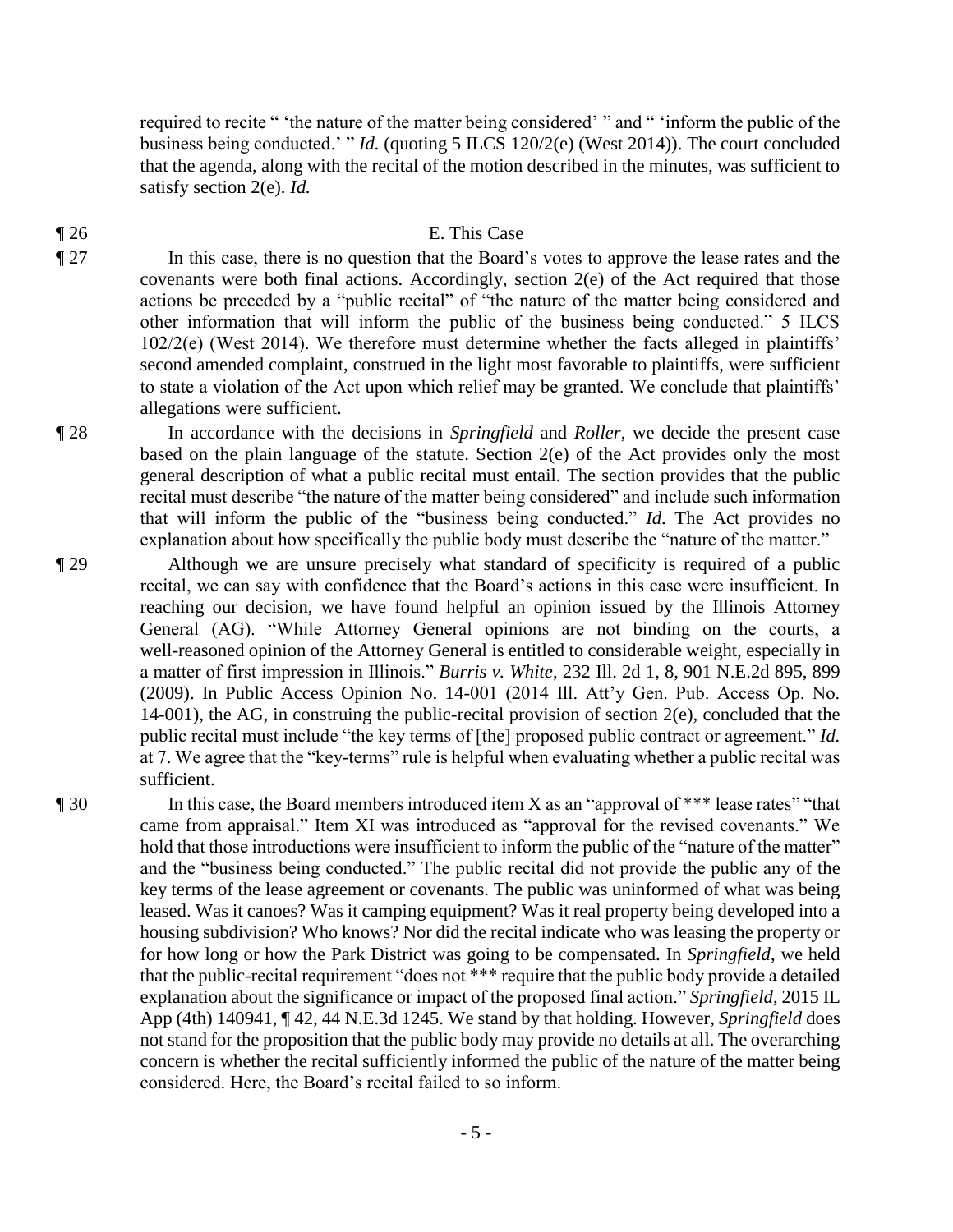required to recite " 'the nature of the matter being considered' " and " 'inform the public of the business being conducted.' " *Id.* (quoting 5 ILCS 120/2(e) (West 2014)). The court concluded that the agenda, along with the recital of the motion described in the minutes, was sufficient to satisfy section 2(e). *Id.*

¶ 26 E. This Case

¶ 27 In this case, there is no question that the Board's votes to approve the lease rates and the covenants were both final actions. Accordingly, section 2(e) of the Act required that those actions be preceded by a "public recital" of "the nature of the matter being considered and other information that will inform the public of the business being conducted." 5 ILCS 102/2(e) (West 2014). We therefore must determine whether the facts alleged in plaintiffs' second amended complaint, construed in the light most favorable to plaintiffs, were sufficient to state a violation of the Act upon which relief may be granted. We conclude that plaintiffs' allegations were sufficient.

¶ 28 In accordance with the decisions in *Springfield* and *Roller*, we decide the present case based on the plain language of the statute. Section 2(e) of the Act provides only the most general description of what a public recital must entail. The section provides that the public recital must describe "the nature of the matter being considered" and include such information that will inform the public of the "business being conducted." *Id.* The Act provides no explanation about how specifically the public body must describe the "nature of the matter."

¶ 29 Although we are unsure precisely what standard of specificity is required of a public recital, we can say with confidence that the Board's actions in this case were insufficient. In reaching our decision, we have found helpful an opinion issued by the Illinois Attorney General (AG). "While Attorney General opinions are not binding on the courts, a well-reasoned opinion of the Attorney General is entitled to considerable weight, especially in a matter of first impression in Illinois." *Burris v. White*, 232 Ill. 2d 1, 8, 901 N.E.2d 895, 899 (2009). In Public Access Opinion No. 14-001 (2014 Ill. Att'y Gen. Pub. Access Op. No. 14-001), the AG, in construing the public-recital provision of section 2(e), concluded that the public recital must include "the key terms of [the] proposed public contract or agreement." *Id.* at 7. We agree that the "key-terms" rule is helpful when evaluating whether a public recital was sufficient.

¶ 30 In this case, the Board members introduced item X as an "approval of *** lease rates" "that came from appraisal." Item XI was introduced as "approval for the revised covenants." We hold that those introductions were insufficient to inform the public of the "nature of the matter" and the "business being conducted." The public recital did not provide the public any of the key terms of the lease agreement or covenants. The public was uninformed of what was being leased. Was it canoes? Was it camping equipment? Was it real property being developed into a housing subdivision? Who knows? Nor did the recital indicate who was leasing the property or for how long or how the Park District was going to be compensated. In *Springfield*, we held that the public-recital requirement "does not *** require that the public body provide a detailed explanation about the significance or impact of the proposed final action." *Springfield*, 2015 IL App (4th) 140941, ¶ 42, 44 N.E.3d 1245. We stand by that holding. However, *Springfield* does not stand for the proposition that the public body may provide no details at all. The overarching concern is whether the recital sufficiently informed the public of the nature of the matter being considered. Here, the Board's recital failed to so inform.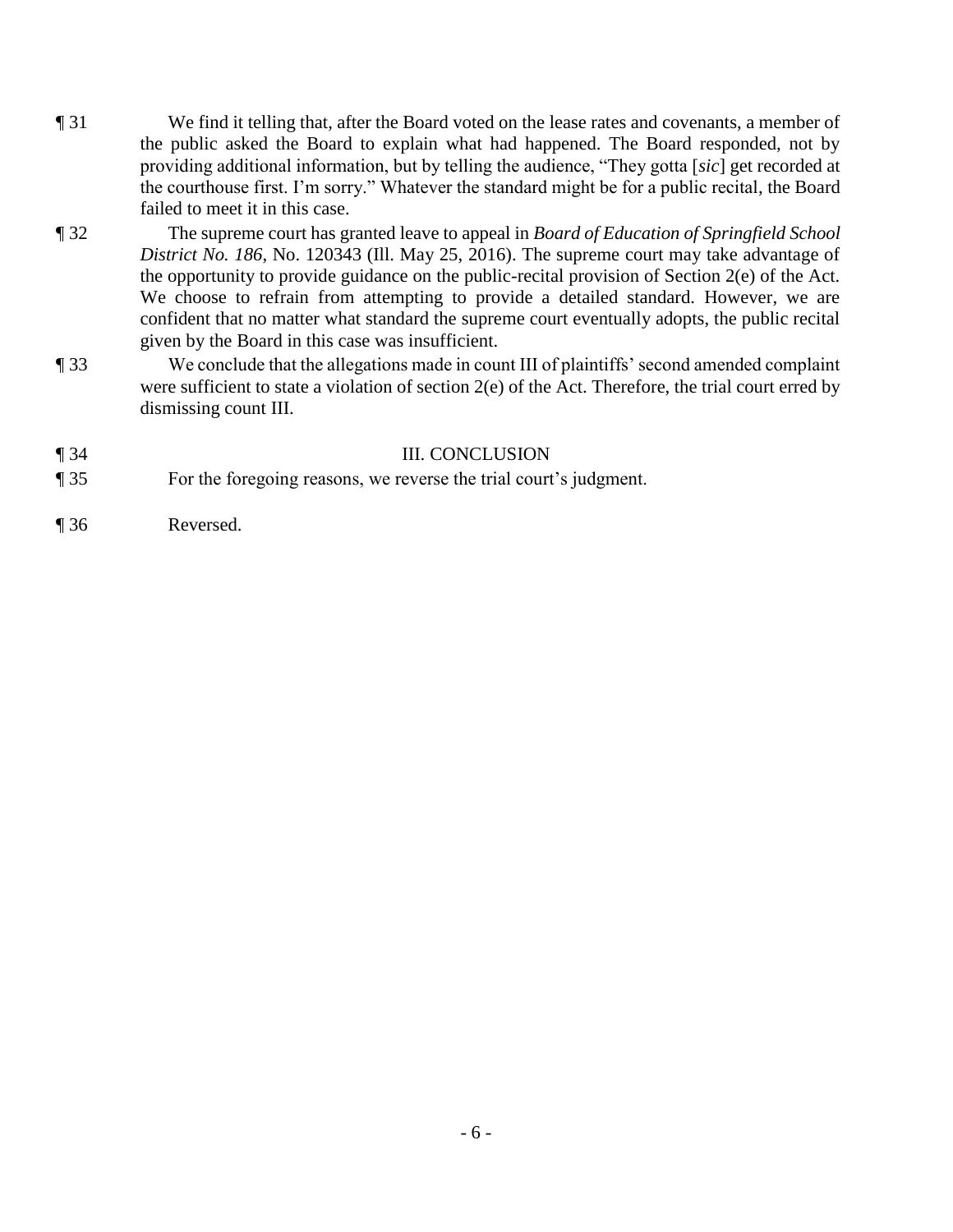¶ 31 We find it telling that, after the Board voted on the lease rates and covenants, a member of the public asked the Board to explain what had happened. The Board responded, not by providing additional information, but by telling the audience, "They gotta [*sic*] get recorded at the courthouse first. I'm sorry." Whatever the standard might be for a public recital, the Board failed to meet it in this case.

¶ 32 The supreme court has granted leave to appeal in *Board of Education of Springfield School District No. 186*, No. 120343 (Ill. May 25, 2016). The supreme court may take advantage of the opportunity to provide guidance on the public-recital provision of Section 2(e) of the Act. We choose to refrain from attempting to provide a detailed standard. However, we are confident that no matter what standard the supreme court eventually adopts, the public recital given by the Board in this case was insufficient.

¶ 33 We conclude that the allegations made in count III of plaintiffs' second amended complaint were sufficient to state a violation of section 2(e) of the Act. Therefore, the trial court erred by dismissing count III.

## ¶ 34 III. CONCLUSION

¶ 35 For the foregoing reasons, we reverse the trial court's judgment.

¶ 36 Reversed.